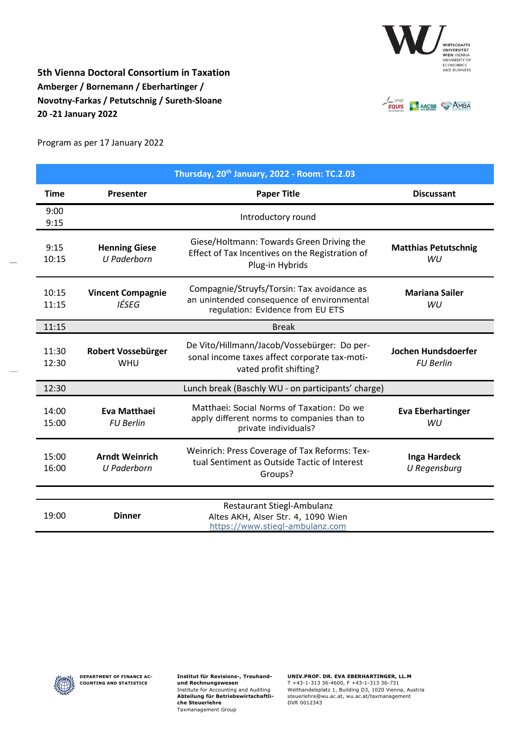**5th Vienna Doctoral Consortium in Taxation**
**Amberger / Bornemann / Eberhartinger /**
**Novotny-Farkas / Petutschnig / Sureth-Sloane**
**20 -21 January 2022**

Program as per 17 January 2022

| Thursday, 20th January, 2022 - Room: TC.2.03 | | | |
|---|---|---|---|
| **Time** | **Presenter** | **Paper Title** | **Discussant** |
| 9:00<br>9:15 | | Introductory round | |
| 9:15<br>10:15 | **Henning Giese**<br>*U Paderborn* | Giese/Holtmann: Towards Green Driving the Effect of Tax Incentives on the Registration of Plug-in Hybrids | **Matthias Petutschnig**<br>*WU* |
| 10:15<br>11:15 | **Vincent Compagnie**<br>*IÉSEG* | Compagnie/Struyfs/Torsin: Tax avoidance as an unintended consequence of environmental regulation: Evidence from EU ETS | **Mariana Sailer**<br>*WU* |
| 11:15 | | Break | |
| 11:30<br>12:30 | **Robert Vossebürger**<br>WHU | De Vito/Hillmann/Jacob/Vossebürger: Do personal income taxes affect corporate tax-motivated profit shifting? | **Jochen Hundsdoerfer**<br>*FU Berlin* |
| 12:30 | | Lunch break (Baschly WU - on participants' charge) | |
| 14:00<br>15:00 | **Eva Matthaei**<br>*FU Berlin* | Matthaei: Social Norms of Taxation: Do we apply different norms to companies than to private individuals? | **Eva Eberhartinger**<br>*WU* |
| 15:00<br>16:00 | **Arndt Weinrich**<br>*U Paderborn* | Weinrich: Press Coverage of Tax Reforms: Textual Sentiment as Outside Tactic of Interest Groups? | **Inga Hardeck**<br>*U Regensburg* |
| 19:00 | **Dinner** | Restaurant Stiegl-Ambulanz<br>Altes AKH, Alser Str. 4, 1090 Wien<br>https://www.stiegl-ambulanz.com | |

DEPARTMENT OF FINANCE ACCOUNTING AND STATISTICS

**Institut für Revisions-, Treuhand- und Rechnungswesen**
Institute for Accounting and Auditing
**Abteilung für Betriebswirtschaftliche Steuerlehre**
Taxmanagement Group

**UNIV.PROF. DR. EVA EBERHARTINGER, LL.M**
T +43-1-313 36-4600, F +43-1-313 36-731
Welthandelsplatz 1, Building D3, 1020 Vienna, Austria
steuerlehre@wu.ac.at, wu.ac.at/taxmanagement
DVR 0012343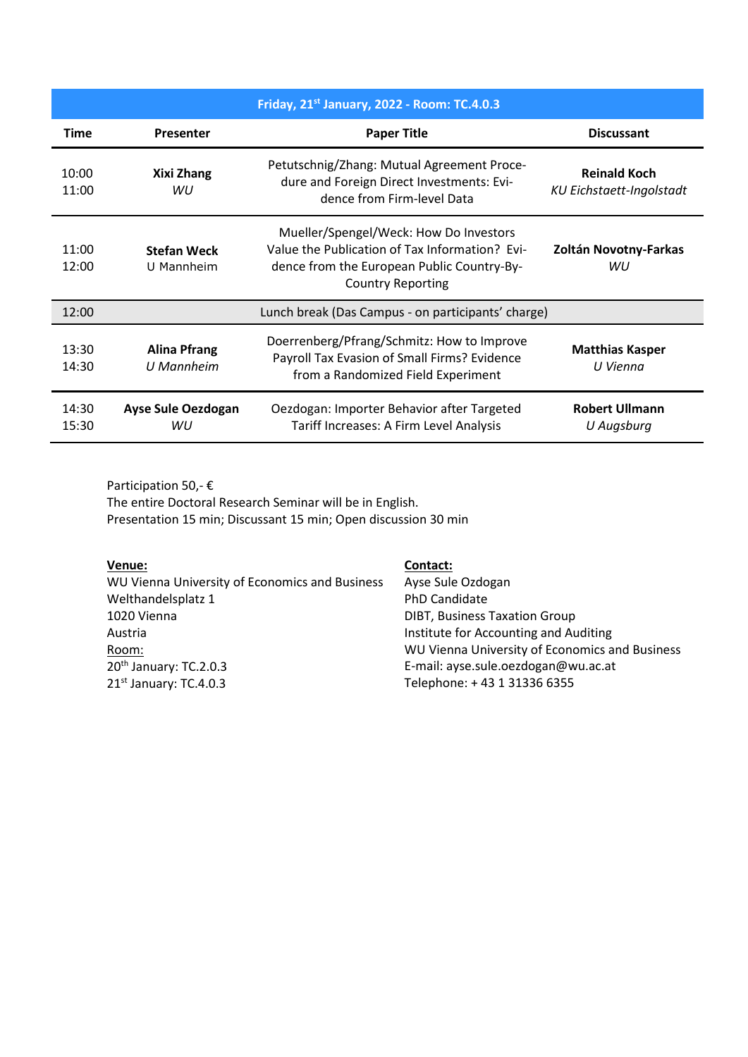| Friday, 21st January, 2022 - Room: TC.4.0.3 | | | |
|---|---|---|---|
| **Time** | **Presenter** | **Paper Title** | **Discussant** |
| 10:00<br>11:00 | **Xixi Zhang**<br>*WU* | Petutschnig/Zhang: Mutual Agreement Procedure and Foreign Direct Investments: Evidence from Firm-level Data | **Reinald Koch**<br>*KU Eichstaett-Ingolstadt* |
| 11:00<br>12:00 | **Stefan Weck**<br>U Mannheim | Mueller/Spengel/Weck: How Do Investors Value the Publication of Tax Information? Evidence from the European Public Country-By-Country Reporting | **Zoltán Novotny-Farkas**<br>*WU* |
| 12:00 | | Lunch break (Das Campus - on participants' charge) | |
| 13:30<br>14:30 | **Alina Pfrang**<br>*U Mannheim* | Doerrenberg/Pfrang/Schmitz: How to Improve Payroll Tax Evasion of Small Firms? Evidence from a Randomized Field Experiment | **Matthias Kasper**<br>*U Vienna* |
| 14:30<br>15:30 | **Ayse Sule Oezdogan**<br>*WU* | Oezdogan: Importer Behavior after Targeted Tariff Increases: A Firm Level Analysis | **Robert Ullmann**<br>*U Augsburg* |

Participation 50,- €
The entire Doctoral Research Seminar will be in English.
Presentation 15 min; Discussant 15 min; Open discussion 30 min

**Venue:**
WU Vienna University of Economics and Business
Welthandelsplatz 1
1020 Vienna
Austria
Room:
20th January: TC.2.0.3
21st January: TC.4.0.3

**Contact:**
Ayse Sule Ozdogan
PhD Candidate
DIBT, Business Taxation Group
Institute for Accounting and Auditing
WU Vienna University of Economics and Business
E-mail: ayse.sule.oezdogan@wu.ac.at
Telephone: + 43 1 31336 6355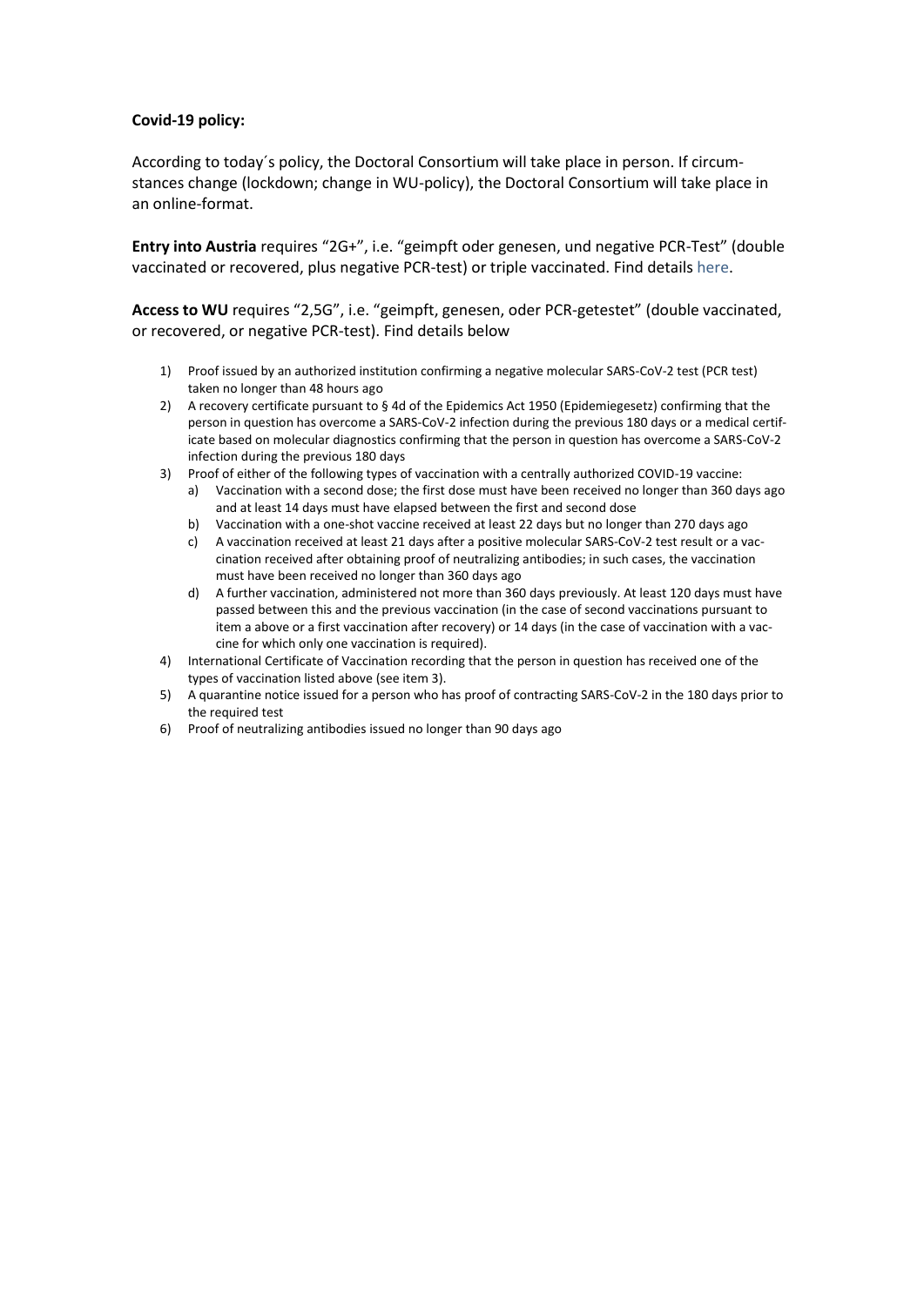**Covid-19 policy:**

According to today´s policy, the Doctoral Consortium will take place in person. If circumstances change (lockdown; change in WU-policy), the Doctoral Consortium will take place in an online-format.

**Entry into Austria** requires "2G+", i.e. "geimpft oder genesen, und negative PCR-Test" (double vaccinated or recovered, plus negative PCR-test) or triple vaccinated. Find details here.

**Access to WU** requires "2,5G", i.e. "geimpft, genesen, oder PCR-getestet" (double vaccinated, or recovered, or negative PCR-test). Find details below

1) Proof issued by an authorized institution confirming a negative molecular SARS-CoV-2 test (PCR test) taken no longer than 48 hours ago
2) A recovery certificate pursuant to § 4d of the Epidemics Act 1950 (Epidemiegesetz) confirming that the person in question has overcome a SARS-CoV-2 infection during the previous 180 days or a medical certificate based on molecular diagnostics confirming that the person in question has overcome a SARS-CoV-2 infection during the previous 180 days
3) Proof of either of the following types of vaccination with a centrally authorized COVID-19 vaccine:
   a) Vaccination with a second dose; the first dose must have been received no longer than 360 days ago and at least 14 days must have elapsed between the first and second dose
   b) Vaccination with a one-shot vaccine received at least 22 days but no longer than 270 days ago
   c) A vaccination received at least 21 days after a positive molecular SARS-CoV-2 test result or a vaccination received after obtaining proof of neutralizing antibodies; in such cases, the vaccination must have been received no longer than 360 days ago
   d) A further vaccination, administered not more than 360 days previously. At least 120 days must have passed between this and the previous vaccination (in the case of second vaccinations pursuant to item a above or a first vaccination after recovery) or 14 days (in the case of vaccination with a vaccine for which only one vaccination is required).
4) International Certificate of Vaccination recording that the person in question has received one of the types of vaccination listed above (see item 3).
5) A quarantine notice issued for a person who has proof of contracting SARS-CoV-2 in the 180 days prior to the required test
6) Proof of neutralizing antibodies issued no longer than 90 days ago